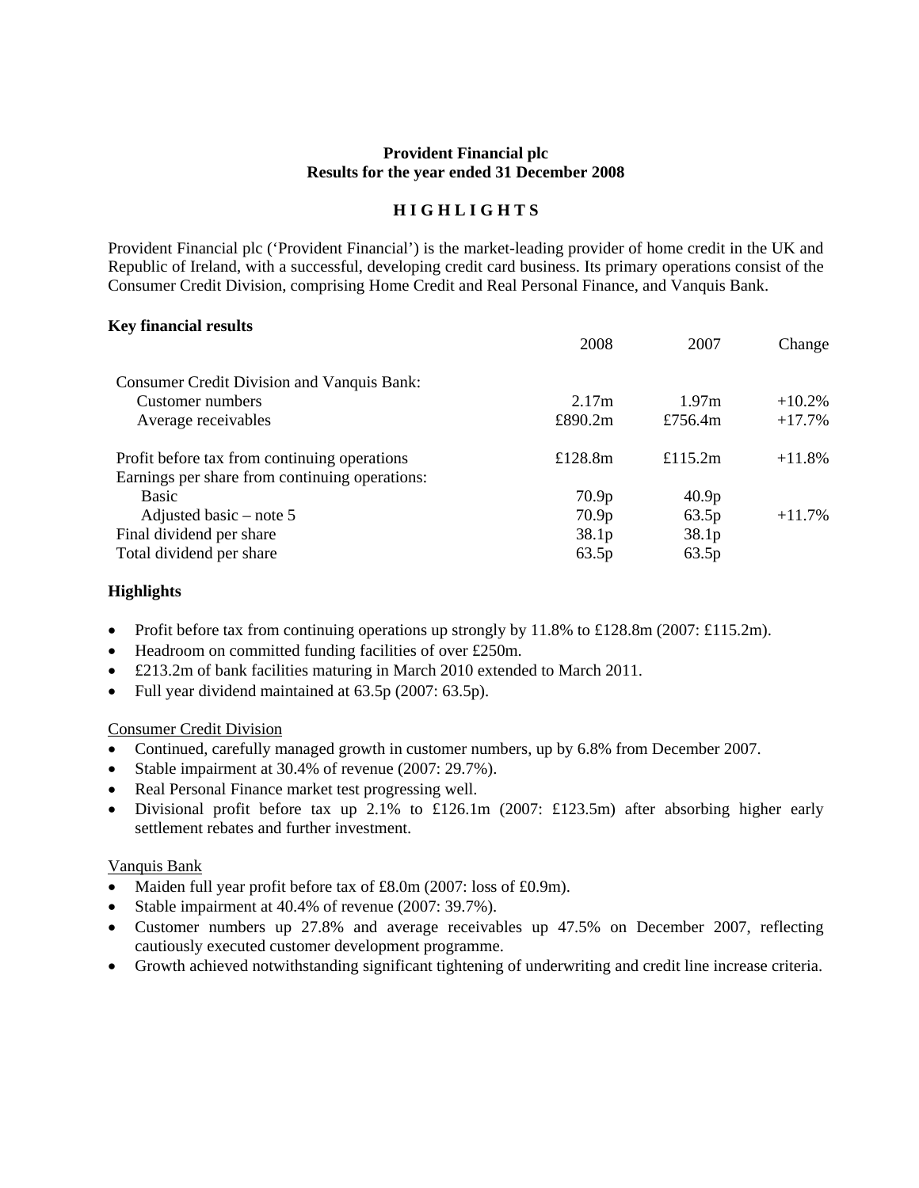**Provident Financial plc**
**Results for the year ended 31 December 2008**

## H I G H L I G H T S

Provident Financial plc ('Provident Financial') is the market-leading provider of home credit in the UK and Republic of Ireland, with a successful, developing credit card business. Its primary operations consist of the Consumer Credit Division, comprising Home Credit and Real Personal Finance, and Vanquis Bank.

**Key financial results**

| | 2008 | 2007 | Change |
|---|---|---|---|
| Consumer Credit Division and Vanquis Bank: | | | |
| Customer numbers | 2.17m | 1.97m | +10.2% |
| Average receivables | £890.2m | £756.4m | +17.7% |
| | | | |
| Profit before tax from continuing operations | £128.8m | £115.2m | +11.8% |
| Earnings per share from continuing operations: | | | |
| Basic | 70.9p | 40.9p | |
| Adjusted basic – note 5 | 70.9p | 63.5p | +11.7% |
| Final dividend per share | 38.1p | 38.1p | |
| Total dividend per share | 63.5p | 63.5p | |

**Highlights**

- Profit before tax from continuing operations up strongly by 11.8% to £128.8m (2007: £115.2m).
- Headroom on committed funding facilities of over £250m.
- £213.2m of bank facilities maturing in March 2010 extended to March 2011.
- Full year dividend maintained at 63.5p (2007: 63.5p).

Consumer Credit Division

- Continued, carefully managed growth in customer numbers, up by 6.8% from December 2007.
- Stable impairment at 30.4% of revenue (2007: 29.7%).
- Real Personal Finance market test progressing well.
- Divisional profit before tax up 2.1% to £126.1m (2007: £123.5m) after absorbing higher early settlement rebates and further investment.

Vanquis Bank

- Maiden full year profit before tax of £8.0m (2007: loss of £0.9m).
- Stable impairment at 40.4% of revenue (2007: 39.7%).
- Customer numbers up 27.8% and average receivables up 47.5% on December 2007, reflecting cautiously executed customer development programme.
- Growth achieved notwithstanding significant tightening of underwriting and credit line increase criteria.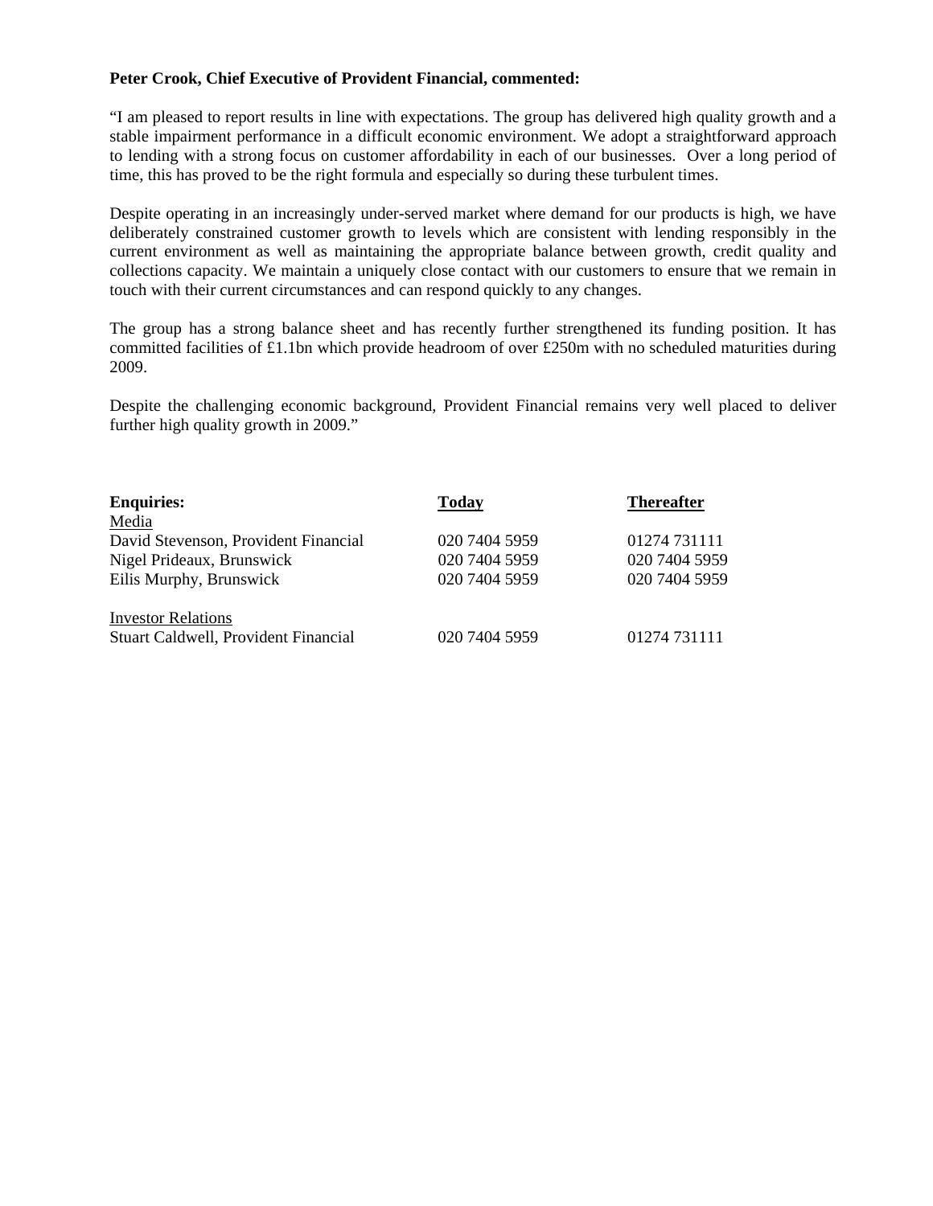**Peter Crook, Chief Executive of Provident Financial, commented:**

"I am pleased to report results in line with expectations. The group has delivered high quality growth and a stable impairment performance in a difficult economic environment. We adopt a straightforward approach to lending with a strong focus on customer affordability in each of our businesses. Over a long period of time, this has proved to be the right formula and especially so during these turbulent times.

Despite operating in an increasingly under-served market where demand for our products is high, we have deliberately constrained customer growth to levels which are consistent with lending responsibly in the current environment as well as maintaining the appropriate balance between growth, credit quality and collections capacity. We maintain a uniquely close contact with our customers to ensure that we remain in touch with their current circumstances and can respond quickly to any changes.

The group has a strong balance sheet and has recently further strengthened its funding position. It has committed facilities of £1.1bn which provide headroom of over £250m with no scheduled maturities during 2009.

Despite the challenging economic background, Provident Financial remains very well placed to deliver further high quality growth in 2009."

| **Enquiries:** | **Today** | **Thereafter** |
|---|---|---|
| Media | | |
| David Stevenson, Provident Financial | 020 7404 5959 | 01274 731111 |
| Nigel Prideaux, Brunswick | 020 7404 5959 | 020 7404 5959 |
| Eilis Murphy, Brunswick | 020 7404 5959 | 020 7404 5959 |
| | | |
| Investor Relations | | |
| Stuart Caldwell, Provident Financial | 020 7404 5959 | 01274 731111 |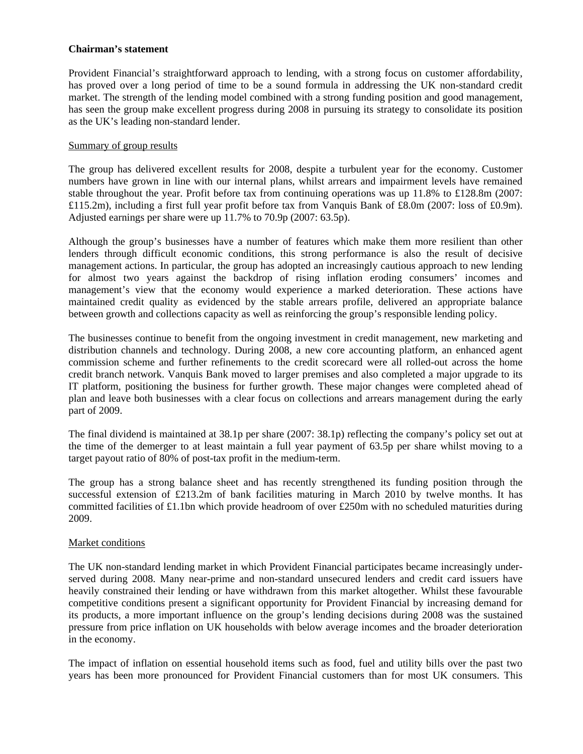**Chairman's statement**

Provident Financial's straightforward approach to lending, with a strong focus on customer affordability, has proved over a long period of time to be a sound formula in addressing the UK non-standard credit market. The strength of the lending model combined with a strong funding position and good management, has seen the group make excellent progress during 2008 in pursuing its strategy to consolidate its position as the UK's leading non-standard lender.

Summary of group results

The group has delivered excellent results for 2008, despite a turbulent year for the economy. Customer numbers have grown in line with our internal plans, whilst arrears and impairment levels have remained stable throughout the year. Profit before tax from continuing operations was up 11.8% to £128.8m (2007: £115.2m), including a first full year profit before tax from Vanquis Bank of £8.0m (2007: loss of £0.9m). Adjusted earnings per share were up 11.7% to 70.9p (2007: 63.5p).

Although the group's businesses have a number of features which make them more resilient than other lenders through difficult economic conditions, this strong performance is also the result of decisive management actions. In particular, the group has adopted an increasingly cautious approach to new lending for almost two years against the backdrop of rising inflation eroding consumers' incomes and management's view that the economy would experience a marked deterioration. These actions have maintained credit quality as evidenced by the stable arrears profile, delivered an appropriate balance between growth and collections capacity as well as reinforcing the group's responsible lending policy.

The businesses continue to benefit from the ongoing investment in credit management, new marketing and distribution channels and technology. During 2008, a new core accounting platform, an enhanced agent commission scheme and further refinements to the credit scorecard were all rolled-out across the home credit branch network. Vanquis Bank moved to larger premises and also completed a major upgrade to its IT platform, positioning the business for further growth. These major changes were completed ahead of plan and leave both businesses with a clear focus on collections and arrears management during the early part of 2009.

The final dividend is maintained at 38.1p per share (2007: 38.1p) reflecting the company's policy set out at the time of the demerger to at least maintain a full year payment of 63.5p per share whilst moving to a target payout ratio of 80% of post-tax profit in the medium-term.

The group has a strong balance sheet and has recently strengthened its funding position through the successful extension of £213.2m of bank facilities maturing in March 2010 by twelve months. It has committed facilities of £1.1bn which provide headroom of over £250m with no scheduled maturities during 2009.

Market conditions

The UK non-standard lending market in which Provident Financial participates became increasingly under-served during 2008. Many near-prime and non-standard unsecured lenders and credit card issuers have heavily constrained their lending or have withdrawn from this market altogether. Whilst these favourable competitive conditions present a significant opportunity for Provident Financial by increasing demand for its products, a more important influence on the group's lending decisions during 2008 was the sustained pressure from price inflation on UK households with below average incomes and the broader deterioration in the economy.

The impact of inflation on essential household items such as food, fuel and utility bills over the past two years has been more pronounced for Provident Financial customers than for most UK consumers. This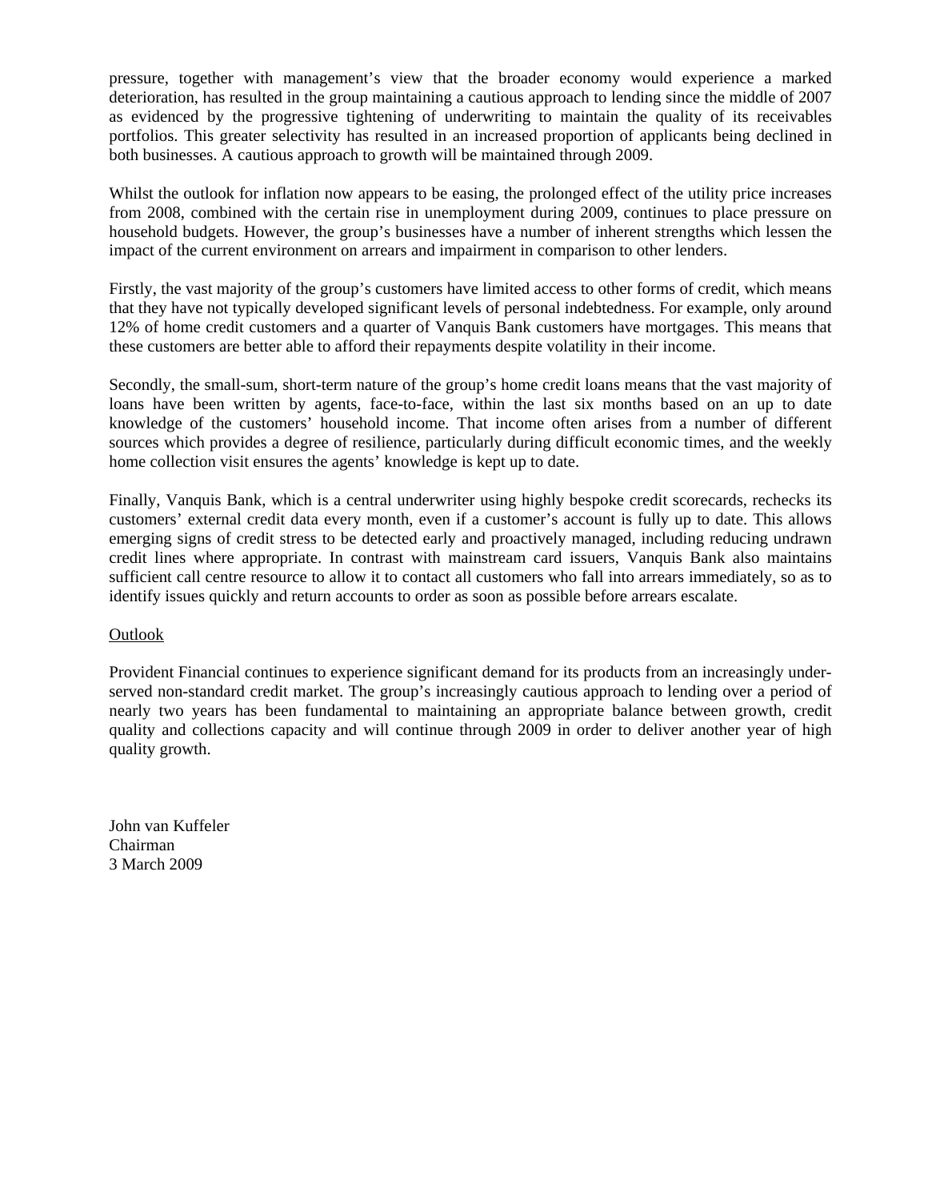pressure, together with management's view that the broader economy would experience a marked deterioration, has resulted in the group maintaining a cautious approach to lending since the middle of 2007 as evidenced by the progressive tightening of underwriting to maintain the quality of its receivables portfolios. This greater selectivity has resulted in an increased proportion of applicants being declined in both businesses. A cautious approach to growth will be maintained through 2009.

Whilst the outlook for inflation now appears to be easing, the prolonged effect of the utility price increases from 2008, combined with the certain rise in unemployment during 2009, continues to place pressure on household budgets. However, the group's businesses have a number of inherent strengths which lessen the impact of the current environment on arrears and impairment in comparison to other lenders.

Firstly, the vast majority of the group's customers have limited access to other forms of credit, which means that they have not typically developed significant levels of personal indebtedness. For example, only around 12% of home credit customers and a quarter of Vanquis Bank customers have mortgages. This means that these customers are better able to afford their repayments despite volatility in their income.

Secondly, the small-sum, short-term nature of the group's home credit loans means that the vast majority of loans have been written by agents, face-to-face, within the last six months based on an up to date knowledge of the customers' household income. That income often arises from a number of different sources which provides a degree of resilience, particularly during difficult economic times, and the weekly home collection visit ensures the agents' knowledge is kept up to date.

Finally, Vanquis Bank, which is a central underwriter using highly bespoke credit scorecards, rechecks its customers' external credit data every month, even if a customer's account is fully up to date. This allows emerging signs of credit stress to be detected early and proactively managed, including reducing undrawn credit lines where appropriate. In contrast with mainstream card issuers, Vanquis Bank also maintains sufficient call centre resource to allow it to contact all customers who fall into arrears immediately, so as to identify issues quickly and return accounts to order as soon as possible before arrears escalate.

Outlook

Provident Financial continues to experience significant demand for its products from an increasingly under-served non-standard credit market. The group's increasingly cautious approach to lending over a period of nearly two years has been fundamental to maintaining an appropriate balance between growth, credit quality and collections capacity and will continue through 2009 in order to deliver another year of high quality growth.

John van Kuffeler
Chairman
3 March 2009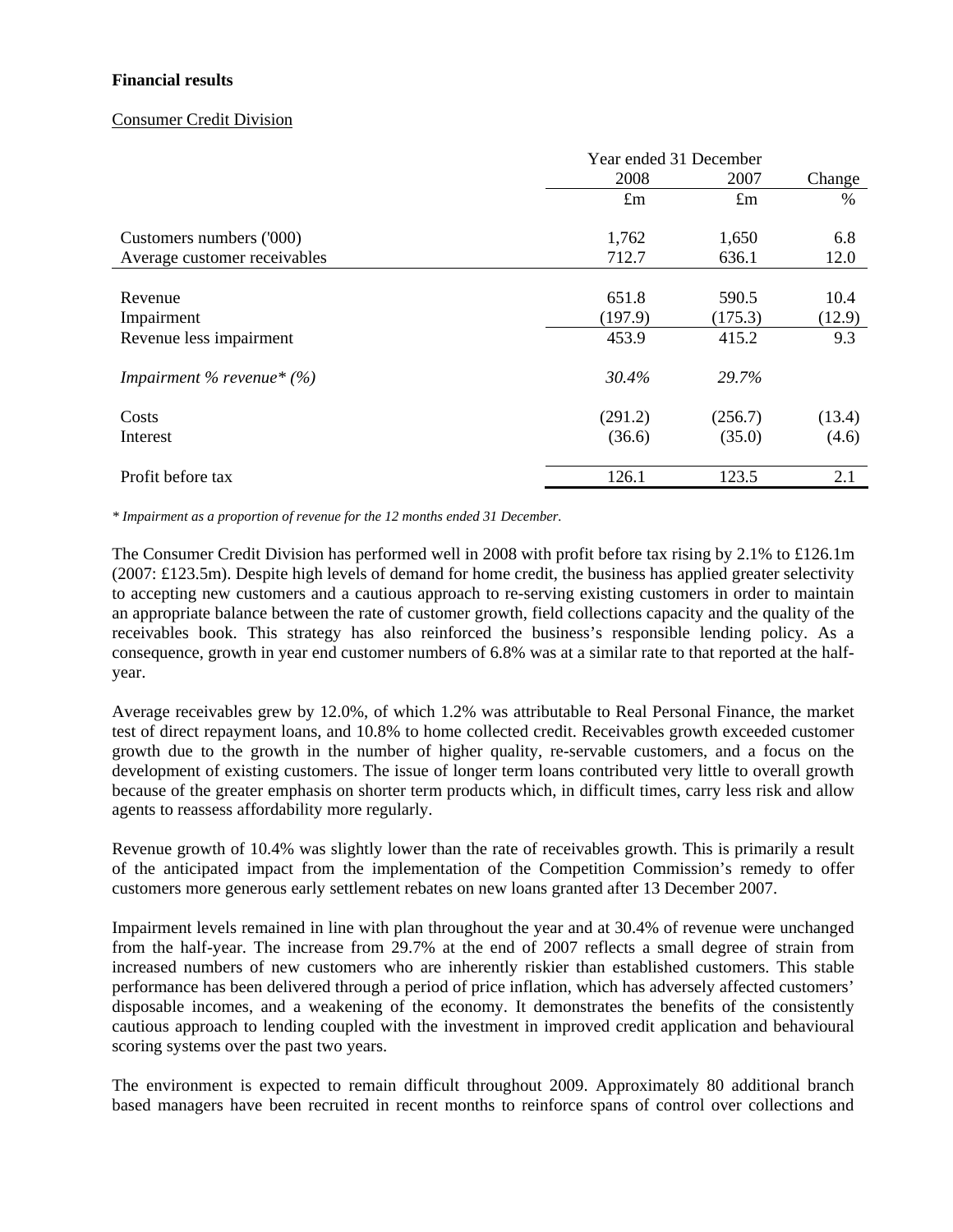**Financial results**

Consumer Credit Division

| | Year ended 31 December | | |
|---|---|---|---|
| | 2008 | 2007 | Change |
| | £m | £m | % |
| Customers numbers ('000) | 1,762 | 1,650 | 6.8 |
| Average customer receivables | 712.7 | 636.1 | 12.0 |
| Revenue | 651.8 | 590.5 | 10.4 |
| Impairment | (197.9) | (175.3) | (12.9) |
| Revenue less impairment | 453.9 | 415.2 | 9.3 |
| *Impairment % revenue* (%)* | *30.4%* | *29.7%* | |
| Costs | (291.2) | (256.7) | (13.4) |
| Interest | (36.6) | (35.0) | (4.6) |
| Profit before tax | 126.1 | 123.5 | 2.1 |

*\* Impairment as a proportion of revenue for the 12 months ended 31 December.*

The Consumer Credit Division has performed well in 2008 with profit before tax rising by 2.1% to £126.1m (2007: £123.5m). Despite high levels of demand for home credit, the business has applied greater selectivity to accepting new customers and a cautious approach to re-serving existing customers in order to maintain an appropriate balance between the rate of customer growth, field collections capacity and the quality of the receivables book. This strategy has also reinforced the business's responsible lending policy. As a consequence, growth in year end customer numbers of 6.8% was at a similar rate to that reported at the half-year.

Average receivables grew by 12.0%, of which 1.2% was attributable to Real Personal Finance, the market test of direct repayment loans, and 10.8% to home collected credit. Receivables growth exceeded customer growth due to the growth in the number of higher quality, re-servable customers, and a focus on the development of existing customers. The issue of longer term loans contributed very little to overall growth because of the greater emphasis on shorter term products which, in difficult times, carry less risk and allow agents to reassess affordability more regularly.

Revenue growth of 10.4% was slightly lower than the rate of receivables growth. This is primarily a result of the anticipated impact from the implementation of the Competition Commission's remedy to offer customers more generous early settlement rebates on new loans granted after 13 December 2007.

Impairment levels remained in line with plan throughout the year and at 30.4% of revenue were unchanged from the half-year. The increase from 29.7% at the end of 2007 reflects a small degree of strain from increased numbers of new customers who are inherently riskier than established customers. This stable performance has been delivered through a period of price inflation, which has adversely affected customers' disposable incomes, and a weakening of the economy. It demonstrates the benefits of the consistently cautious approach to lending coupled with the investment in improved credit application and behavioural scoring systems over the past two years.

The environment is expected to remain difficult throughout 2009. Approximately 80 additional branch based managers have been recruited in recent months to reinforce spans of control over collections and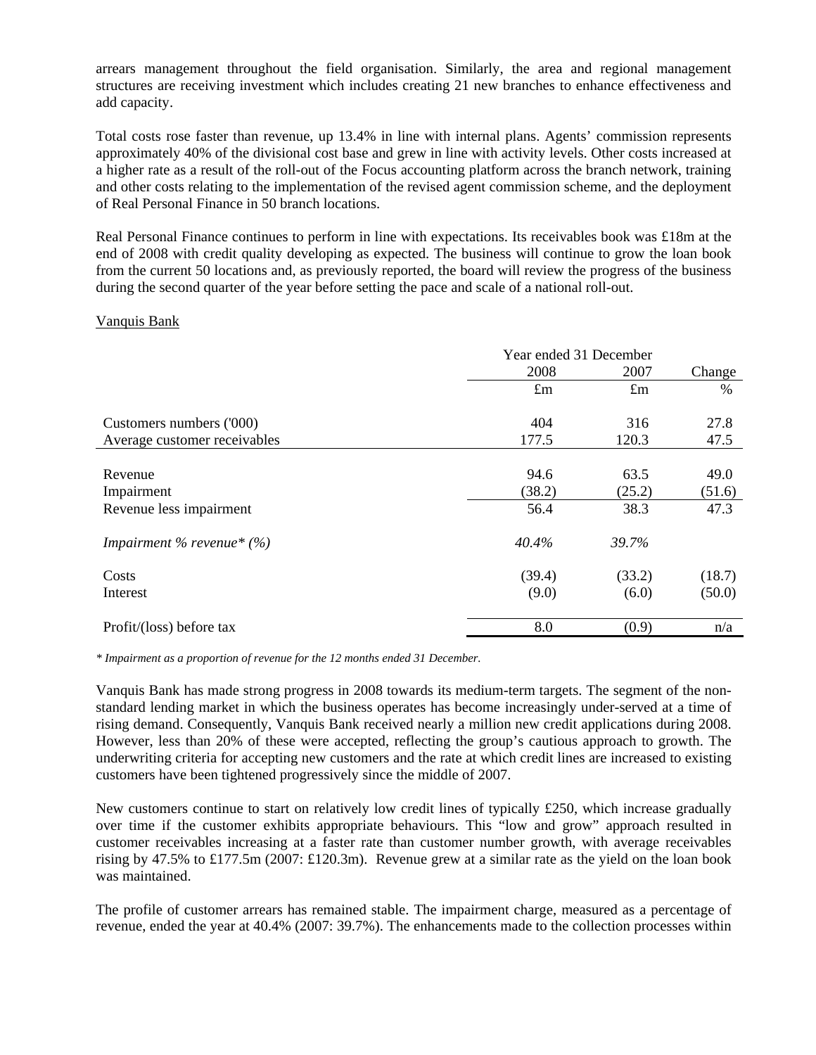arrears management throughout the field organisation. Similarly, the area and regional management structures are receiving investment which includes creating 21 new branches to enhance effectiveness and add capacity.

Total costs rose faster than revenue, up 13.4% in line with internal plans. Agents' commission represents approximately 40% of the divisional cost base and grew in line with activity levels. Other costs increased at a higher rate as a result of the roll-out of the Focus accounting platform across the branch network, training and other costs relating to the implementation of the revised agent commission scheme, and the deployment of Real Personal Finance in 50 branch locations.

Real Personal Finance continues to perform in line with expectations. Its receivables book was £18m at the end of 2008 with credit quality developing as expected. The business will continue to grow the loan book from the current 50 locations and, as previously reported, the board will review the progress of the business during the second quarter of the year before setting the pace and scale of a national roll-out.

Vanquis Bank

| | Year ended 31 December | | |
|---|---|---|---|
| | 2008 | 2007 | Change |
| | £m | £m | % |
| Customers numbers ('000) | 404 | 316 | 27.8 |
| Average customer receivables | 177.5 | 120.3 | 47.5 |
| Revenue | 94.6 | 63.5 | 49.0 |
| Impairment | (38.2) | (25.2) | (51.6) |
| Revenue less impairment | 56.4 | 38.3 | 47.3 |
| *Impairment % revenue* (%)* | *40.4%* | *39.7%* | |
| Costs | (39.4) | (33.2) | (18.7) |
| Interest | (9.0) | (6.0) | (50.0) |
| Profit/(loss) before tax | 8.0 | (0.9) | n/a |

*\* Impairment as a proportion of revenue for the 12 months ended 31 December.*

Vanquis Bank has made strong progress in 2008 towards its medium-term targets. The segment of the non-standard lending market in which the business operates has become increasingly under-served at a time of rising demand. Consequently, Vanquis Bank received nearly a million new credit applications during 2008. However, less than 20% of these were accepted, reflecting the group's cautious approach to growth. The underwriting criteria for accepting new customers and the rate at which credit lines are increased to existing customers have been tightened progressively since the middle of 2007.

New customers continue to start on relatively low credit lines of typically £250, which increase gradually over time if the customer exhibits appropriate behaviours. This "low and grow" approach resulted in customer receivables increasing at a faster rate than customer number growth, with average receivables rising by 47.5% to £177.5m (2007: £120.3m). Revenue grew at a similar rate as the yield on the loan book was maintained.

The profile of customer arrears has remained stable. The impairment charge, measured as a percentage of revenue, ended the year at 40.4% (2007: 39.7%). The enhancements made to the collection processes within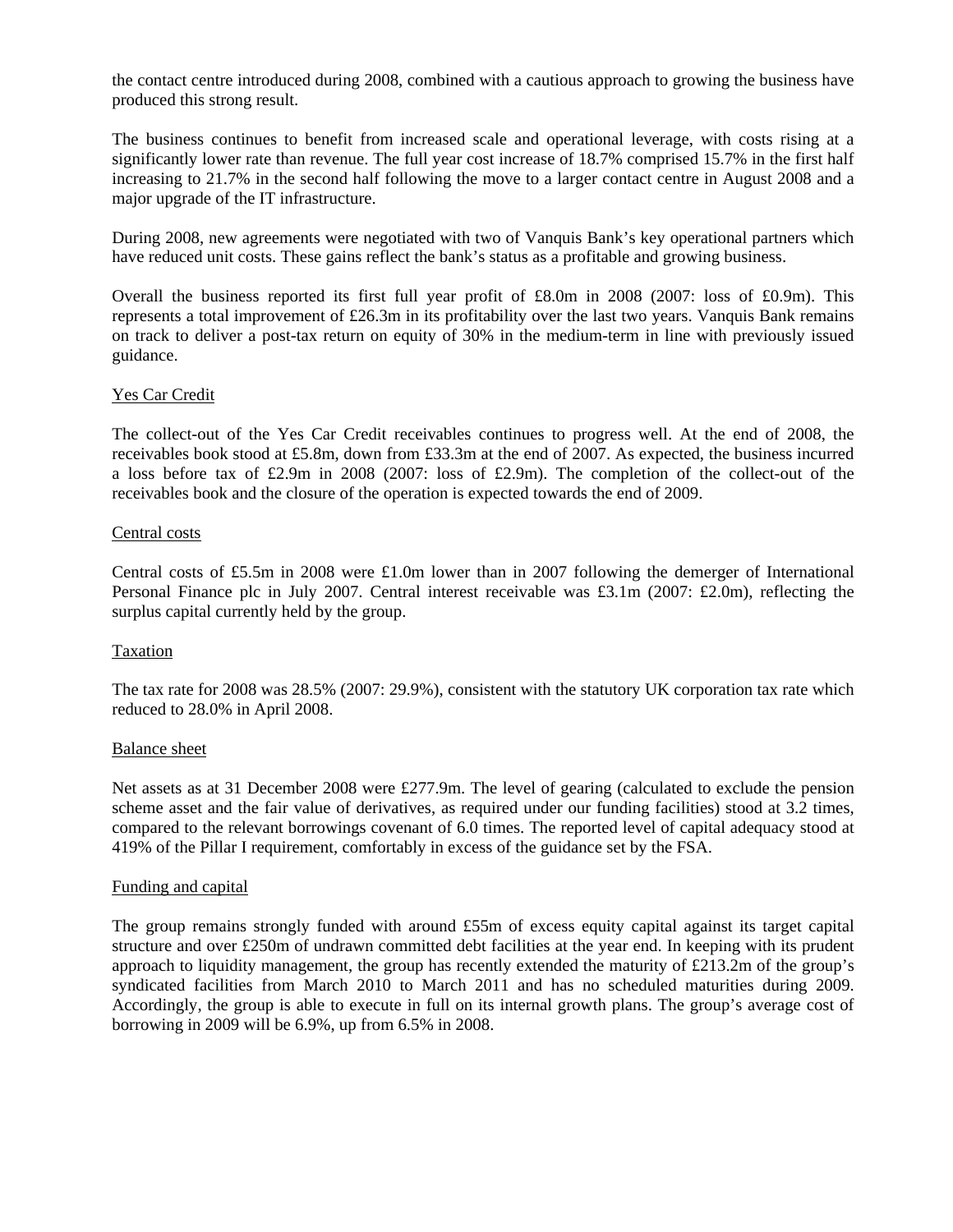the contact centre introduced during 2008, combined with a cautious approach to growing the business have produced this strong result.

The business continues to benefit from increased scale and operational leverage, with costs rising at a significantly lower rate than revenue. The full year cost increase of 18.7% comprised 15.7% in the first half increasing to 21.7% in the second half following the move to a larger contact centre in August 2008 and a major upgrade of the IT infrastructure.

During 2008, new agreements were negotiated with two of Vanquis Bank's key operational partners which have reduced unit costs. These gains reflect the bank's status as a profitable and growing business.

Overall the business reported its first full year profit of £8.0m in 2008 (2007: loss of £0.9m). This represents a total improvement of £26.3m in its profitability over the last two years. Vanquis Bank remains on track to deliver a post-tax return on equity of 30% in the medium-term in line with previously issued guidance.

### Yes Car Credit

The collect-out of the Yes Car Credit receivables continues to progress well. At the end of 2008, the receivables book stood at £5.8m, down from £33.3m at the end of 2007. As expected, the business incurred a loss before tax of £2.9m in 2008 (2007: loss of £2.9m). The completion of the collect-out of the receivables book and the closure of the operation is expected towards the end of 2009.

### Central costs

Central costs of £5.5m in 2008 were £1.0m lower than in 2007 following the demerger of International Personal Finance plc in July 2007. Central interest receivable was £3.1m (2007: £2.0m), reflecting the surplus capital currently held by the group.

### Taxation

The tax rate for 2008 was 28.5% (2007: 29.9%), consistent with the statutory UK corporation tax rate which reduced to 28.0% in April 2008.

### Balance sheet

Net assets as at 31 December 2008 were £277.9m. The level of gearing (calculated to exclude the pension scheme asset and the fair value of derivatives, as required under our funding facilities) stood at 3.2 times, compared to the relevant borrowings covenant of 6.0 times. The reported level of capital adequacy stood at 419% of the Pillar I requirement, comfortably in excess of the guidance set by the FSA.

### Funding and capital

The group remains strongly funded with around £55m of excess equity capital against its target capital structure and over £250m of undrawn committed debt facilities at the year end. In keeping with its prudent approach to liquidity management, the group has recently extended the maturity of £213.2m of the group's syndicated facilities from March 2010 to March 2011 and has no scheduled maturities during 2009. Accordingly, the group is able to execute in full on its internal growth plans. The group's average cost of borrowing in 2009 will be 6.9%, up from 6.5% in 2008.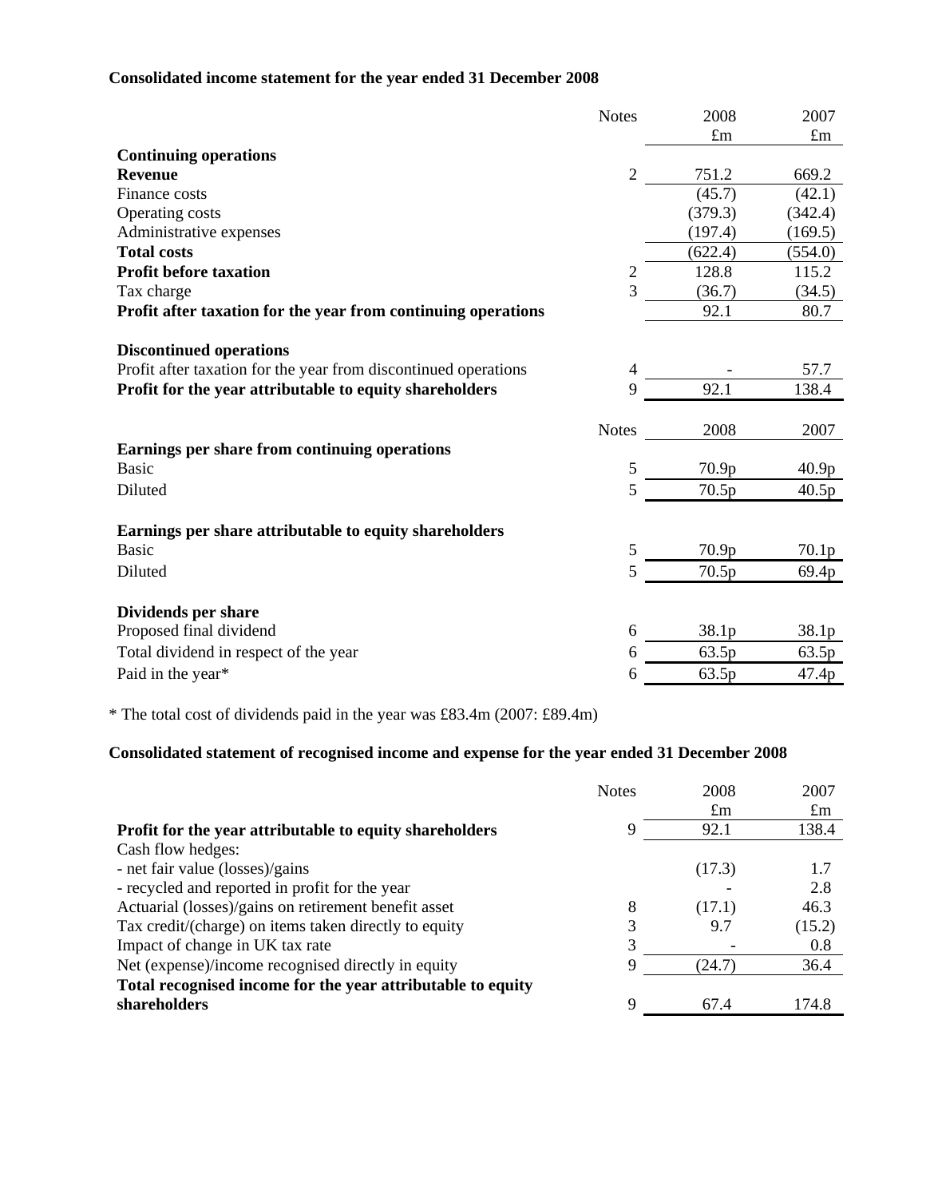**Consolidated income statement for the year ended 31 December 2008**

| | Notes | 2008 £m | 2007 £m |
|---|---|---|---|
| **Continuing operations** | | | |
| **Revenue** | 2 | 751.2 | 669.2 |
| Finance costs | | (45.7) | (42.1) |
| Operating costs | | (379.3) | (342.4) |
| Administrative expenses | | (197.4) | (169.5) |
| **Total costs** | | (622.4) | (554.0) |
| **Profit before taxation** | 2 | 128.8 | 115.2 |
| Tax charge | 3 | (36.7) | (34.5) |
| **Profit after taxation for the year from continuing operations** | | 92.1 | 80.7 |
| | | | |
| **Discontinued operations** | | | |
| Profit after taxation for the year from discontinued operations | 4 | - | 57.7 |
| **Profit for the year attributable to equity shareholders** | 9 | 92.1 | 138.4 |

| | Notes | 2008 | 2007 |
|---|---|---|---|
| **Earnings per share from continuing operations** | | | |
| Basic | 5 | 70.9p | 40.9p |
| Diluted | 5 | 70.5p | 40.5p |
| | | | |
| **Earnings per share attributable to equity shareholders** | | | |
| Basic | 5 | 70.9p | 70.1p |
| Diluted | 5 | 70.5p | 69.4p |
| | | | |
| **Dividends per share** | | | |
| Proposed final dividend | 6 | 38.1p | 38.1p |
| Total dividend in respect of the year | 6 | 63.5p | 63.5p |
| Paid in the year* | 6 | 63.5p | 47.4p |

* The total cost of dividends paid in the year was £83.4m (2007: £89.4m)

**Consolidated statement of recognised income and expense for the year ended 31 December 2008**

| | Notes | 2008 £m | 2007 £m |
|---|---|---|---|
| **Profit for the year attributable to equity shareholders** | 9 | 92.1 | 138.4 |
| Cash flow hedges: | | | |
| - net fair value (losses)/gains | | (17.3) | 1.7 |
| - recycled and reported in profit for the year | | - | 2.8 |
| Actuarial (losses)/gains on retirement benefit asset | 8 | (17.1) | 46.3 |
| Tax credit/(charge) on items taken directly to equity | 3 | 9.7 | (15.2) |
| Impact of change in UK tax rate | 3 | - | 0.8 |
| Net (expense)/income recognised directly in equity | 9 | (24.7) | 36.4 |
| **Total recognised income for the year attributable to equity shareholders** | 9 | 67.4 | 174.8 |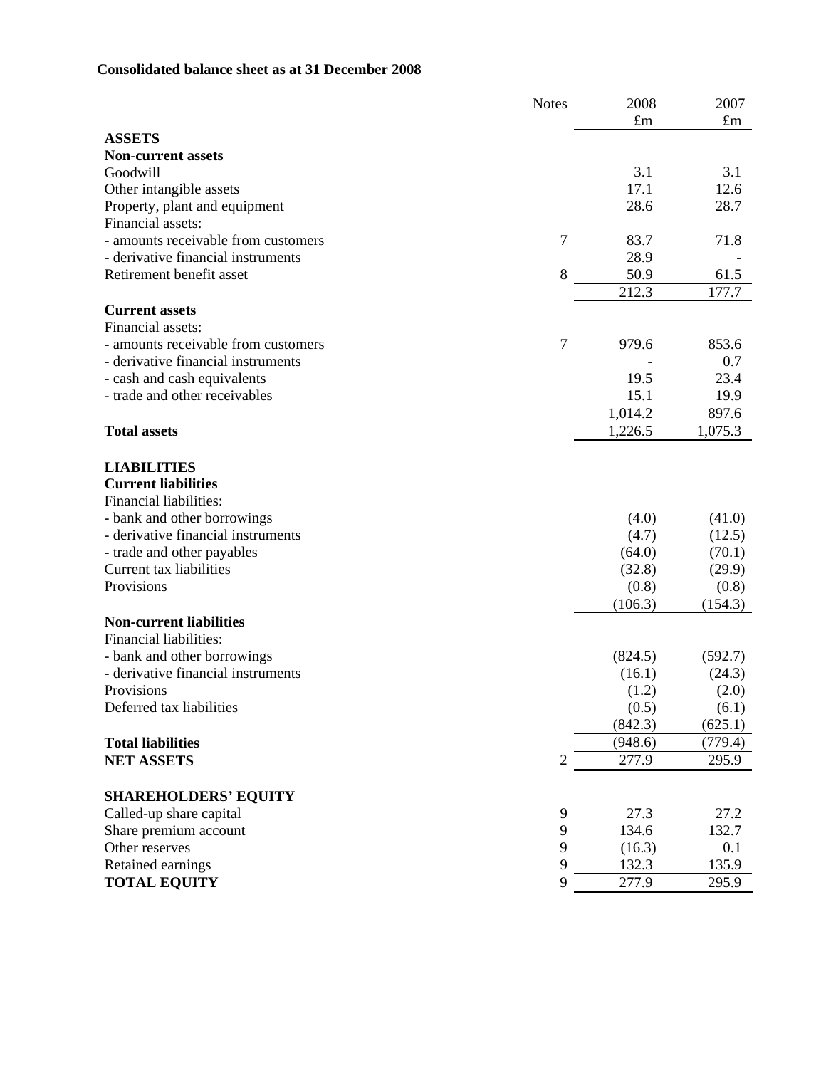**Consolidated balance sheet as at 31 December 2008**

| | Notes | 2008 £m | 2007 £m |
|---|---|---|---|
| **ASSETS** | | | |
| **Non-current assets** | | | |
| Goodwill | | 3.1 | 3.1 |
| Other intangible assets | | 17.1 | 12.6 |
| Property, plant and equipment | | 28.6 | 28.7 |
| Financial assets: | | | |
| - amounts receivable from customers | 7 | 83.7 | 71.8 |
| - derivative financial instruments | | 28.9 | - |
| Retirement benefit asset | 8 | 50.9 | 61.5 |
| | | 212.3 | 177.7 |
| **Current assets** | | | |
| Financial assets: | | | |
| - amounts receivable from customers | 7 | 979.6 | 853.6 |
| - derivative financial instruments | | - | 0.7 |
| - cash and cash equivalents | | 19.5 | 23.4 |
| - trade and other receivables | | 15.1 | 19.9 |
| | | 1,014.2 | 897.6 |
| **Total assets** | | 1,226.5 | 1,075.3 |
| **LIABILITIES** | | | |
| **Current liabilities** | | | |
| Financial liabilities: | | | |
| - bank and other borrowings | | (4.0) | (41.0) |
| - derivative financial instruments | | (4.7) | (12.5) |
| - trade and other payables | | (64.0) | (70.1) |
| Current tax liabilities | | (32.8) | (29.9) |
| Provisions | | (0.8) | (0.8) |
| | | (106.3) | (154.3) |
| **Non-current liabilities** | | | |
| Financial liabilities: | | | |
| - bank and other borrowings | | (824.5) | (592.7) |
| - derivative financial instruments | | (16.1) | (24.3) |
| Provisions | | (1.2) | (2.0) |
| Deferred tax liabilities | | (0.5) | (6.1) |
| | | (842.3) | (625.1) |
| **Total liabilities** | | (948.6) | (779.4) |
| **NET ASSETS** | 2 | 277.9 | 295.9 |
| **SHAREHOLDERS' EQUITY** | | | |
| Called-up share capital | 9 | 27.3 | 27.2 |
| Share premium account | 9 | 134.6 | 132.7 |
| Other reserves | 9 | (16.3) | 0.1 |
| Retained earnings | 9 | 132.3 | 135.9 |
| **TOTAL EQUITY** | 9 | 277.9 | 295.9 |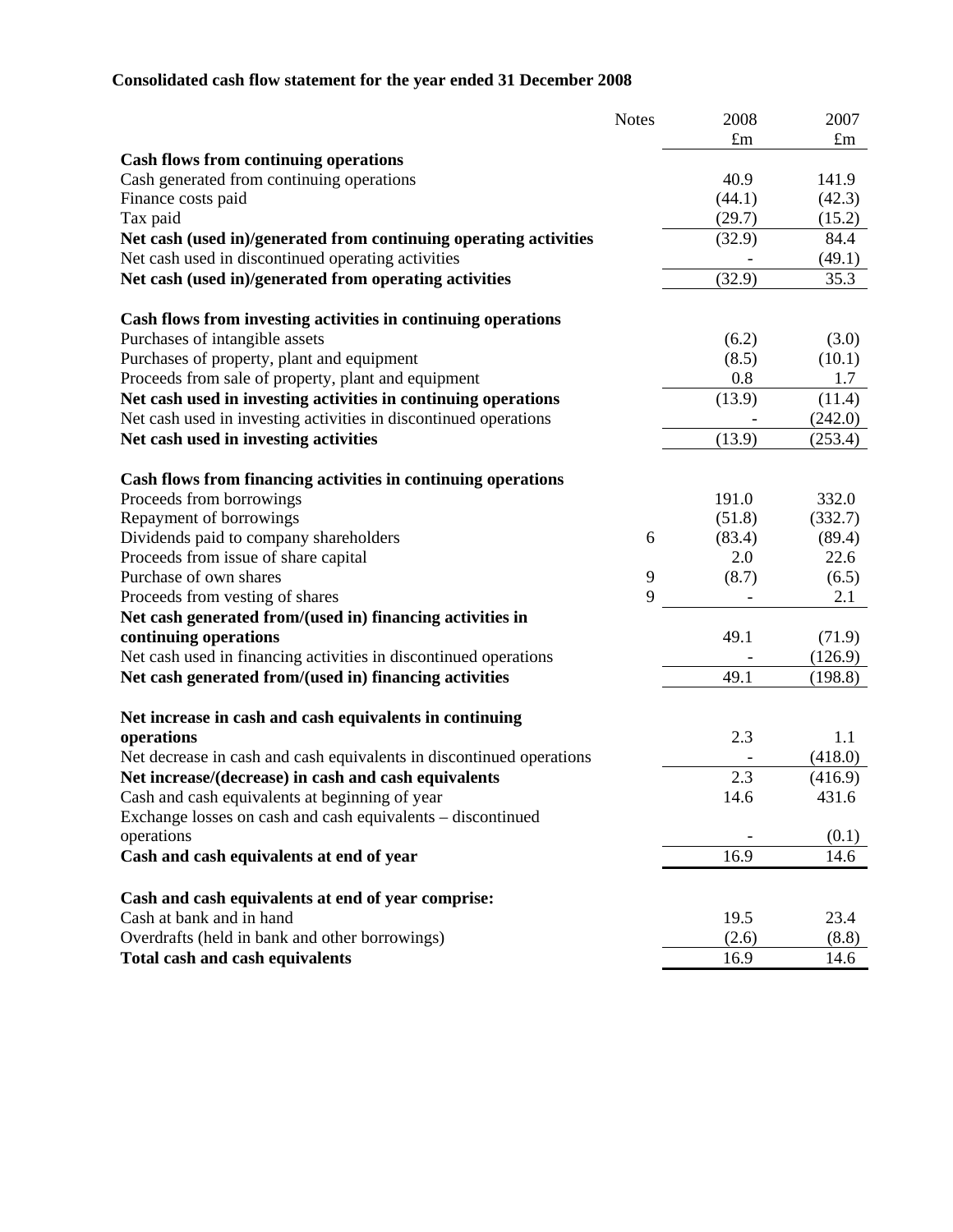**Consolidated cash flow statement for the year ended 31 December 2008**

| | Notes | 2008 £m | 2007 £m |
|---|---|---|---|
| **Cash flows from continuing operations** | | | |
| Cash generated from continuing operations | | 40.9 | 141.9 |
| Finance costs paid | | (44.1) | (42.3) |
| Tax paid | | (29.7) | (15.2) |
| **Net cash (used in)/generated from continuing operating activities** | | (32.9) | 84.4 |
| Net cash used in discontinued operating activities | | - | (49.1) |
| **Net cash (used in)/generated from operating activities** | | (32.9) | 35.3 |
| | | | |
| **Cash flows from investing activities in continuing operations** | | | |
| Purchases of intangible assets | | (6.2) | (3.0) |
| Purchases of property, plant and equipment | | (8.5) | (10.1) |
| Proceeds from sale of property, plant and equipment | | 0.8 | 1.7 |
| **Net cash used in investing activities in continuing operations** | | (13.9) | (11.4) |
| Net cash used in investing activities in discontinued operations | | - | (242.0) |
| **Net cash used in investing activities** | | (13.9) | (253.4) |
| | | | |
| **Cash flows from financing activities in continuing operations** | | | |
| Proceeds from borrowings | | 191.0 | 332.0 |
| Repayment of borrowings | | (51.8) | (332.7) |
| Dividends paid to company shareholders | 6 | (83.4) | (89.4) |
| Proceeds from issue of share capital | | 2.0 | 22.6 |
| Purchase of own shares | 9 | (8.7) | (6.5) |
| Proceeds from vesting of shares | 9 | - | 2.1 |
| **Net cash generated from/(used in) financing activities in continuing operations** | | 49.1 | (71.9) |
| Net cash used in financing activities in discontinued operations | | - | (126.9) |
| **Net cash generated from/(used in) financing activities** | | 49.1 | (198.8) |
| | | | |
| **Net increase in cash and cash equivalents in continuing operations** | | 2.3 | 1.1 |
| Net decrease in cash and cash equivalents in discontinued operations | | - | (418.0) |
| **Net increase/(decrease) in cash and cash equivalents** | | 2.3 | (416.9) |
| Cash and cash equivalents at beginning of year | | 14.6 | 431.6 |
| Exchange losses on cash and cash equivalents – discontinued operations | | - | (0.1) |
| **Cash and cash equivalents at end of year** | | 16.9 | 14.6 |
| | | | |
| **Cash and cash equivalents at end of year comprise:** | | | |
| Cash at bank and in hand | | 19.5 | 23.4 |
| Overdrafts (held in bank and other borrowings) | | (2.6) | (8.8) |
| **Total cash and cash equivalents** | | 16.9 | 14.6 |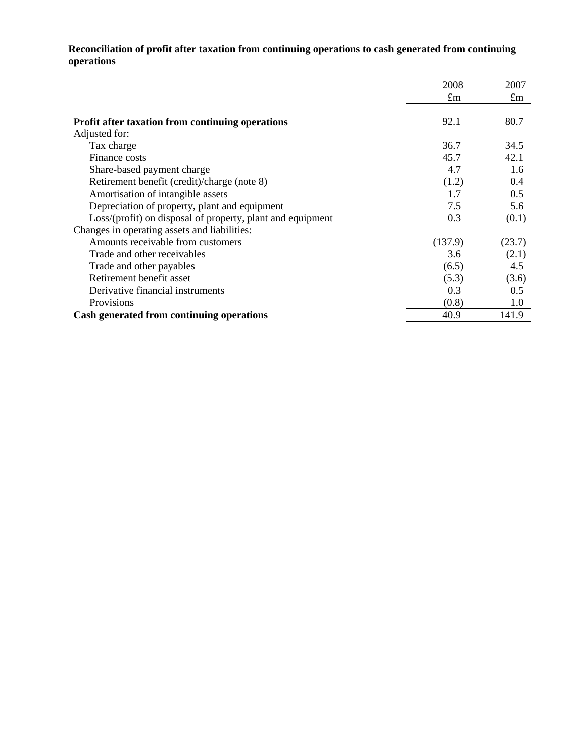**Reconciliation of profit after taxation from continuing operations to cash generated from continuing operations**

| | 2008 £m | 2007 £m |
|---|---|---|
| **Profit after taxation from continuing operations** | 92.1 | 80.7 |
| Adjusted for: | | |
| Tax charge | 36.7 | 34.5 |
| Finance costs | 45.7 | 42.1 |
| Share-based payment charge | 4.7 | 1.6 |
| Retirement benefit (credit)/charge (note 8) | (1.2) | 0.4 |
| Amortisation of intangible assets | 1.7 | 0.5 |
| Depreciation of property, plant and equipment | 7.5 | 5.6 |
| Loss/(profit) on disposal of property, plant and equipment | 0.3 | (0.1) |
| Changes in operating assets and liabilities: | | |
| Amounts receivable from customers | (137.9) | (23.7) |
| Trade and other receivables | 3.6 | (2.1) |
| Trade and other payables | (6.5) | 4.5 |
| Retirement benefit asset | (5.3) | (3.6) |
| Derivative financial instruments | 0.3 | 0.5 |
| Provisions | (0.8) | 1.0 |
| **Cash generated from continuing operations** | 40.9 | 141.9 |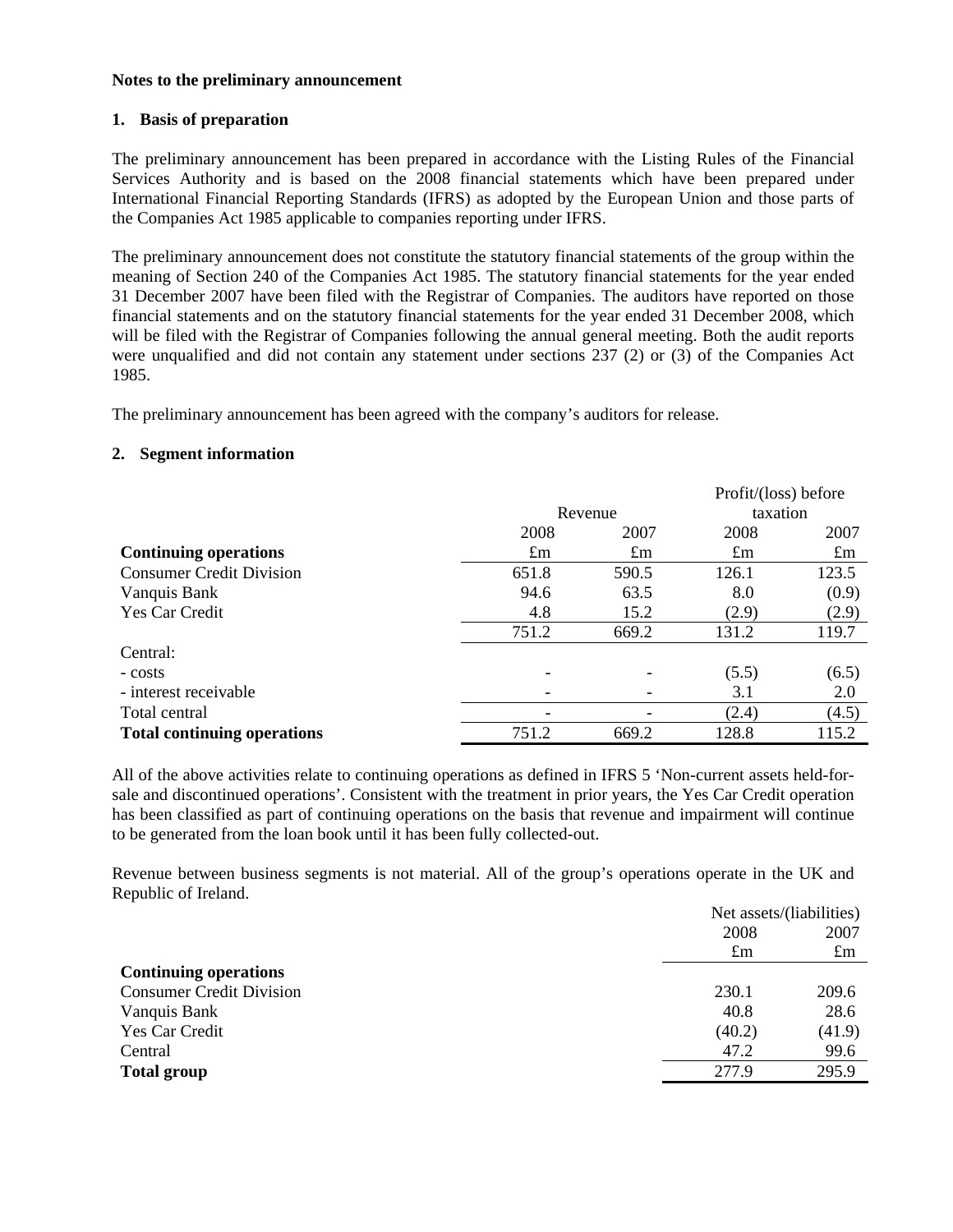**Notes to the preliminary announcement**

**1. Basis of preparation**

The preliminary announcement has been prepared in accordance with the Listing Rules of the Financial Services Authority and is based on the 2008 financial statements which have been prepared under International Financial Reporting Standards (IFRS) as adopted by the European Union and those parts of the Companies Act 1985 applicable to companies reporting under IFRS.

The preliminary announcement does not constitute the statutory financial statements of the group within the meaning of Section 240 of the Companies Act 1985. The statutory financial statements for the year ended 31 December 2007 have been filed with the Registrar of Companies. The auditors have reported on those financial statements and on the statutory financial statements for the year ended 31 December 2008, which will be filed with the Registrar of Companies following the annual general meeting. Both the audit reports were unqualified and did not contain any statement under sections 237 (2) or (3) of the Companies Act 1985.

The preliminary announcement has been agreed with the company's auditors for release.

**2. Segment information**

| | Revenue | | Profit/(loss) before taxation | |
|---|---|---|---|---|
| | 2008 | 2007 | 2008 | 2007 |
| **Continuing operations** | £m | £m | £m | £m |
| Consumer Credit Division | 651.8 | 590.5 | 126.1 | 123.5 |
| Vanquis Bank | 94.6 | 63.5 | 8.0 | (0.9) |
| Yes Car Credit | 4.8 | 15.2 | (2.9) | (2.9) |
| | 751.2 | 669.2 | 131.2 | 119.7 |
| Central: | | | | |
| - costs | - | - | (5.5) | (6.5) |
| - interest receivable | - | - | 3.1 | 2.0 |
| Total central | - | - | (2.4) | (4.5) |
| **Total continuing operations** | 751.2 | 669.2 | 128.8 | 115.2 |

All of the above activities relate to continuing operations as defined in IFRS 5 'Non-current assets held-for-sale and discontinued operations'. Consistent with the treatment in prior years, the Yes Car Credit operation has been classified as part of continuing operations on the basis that revenue and impairment will continue to be generated from the loan book until it has been fully collected-out.

Revenue between business segments is not material. All of the group's operations operate in the UK and Republic of Ireland.

| | Net assets/(liabilities) | |
|---|---|---|
| | 2008 | 2007 |
| | £m | £m |
| **Continuing operations** | | |
| Consumer Credit Division | 230.1 | 209.6 |
| Vanquis Bank | 40.8 | 28.6 |
| Yes Car Credit | (40.2) | (41.9) |
| Central | 47.2 | 99.6 |
| **Total group** | 277.9 | 295.9 |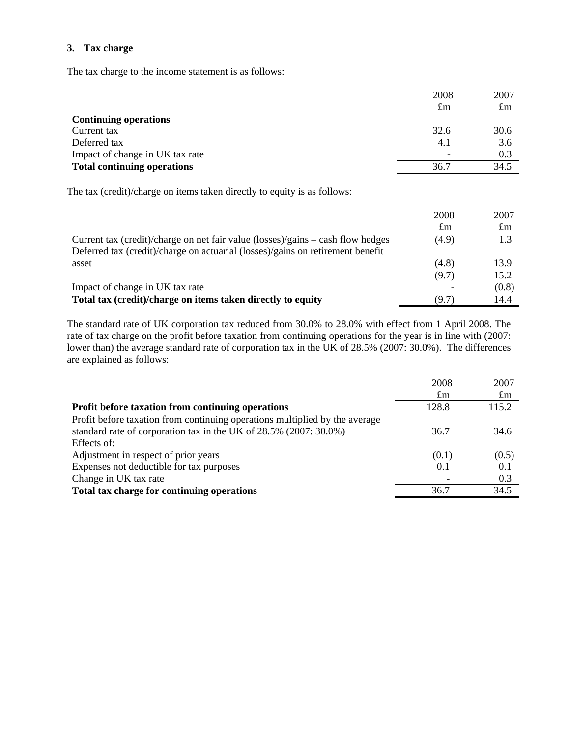### 3. Tax charge

The tax charge to the income statement is as follows:

| | 2008 £m | 2007 £m |
|---|---|---|
| **Continuing operations** | | |
| Current tax | 32.6 | 30.6 |
| Deferred tax | 4.1 | 3.6 |
| Impact of change in UK tax rate | - | 0.3 |
| **Total continuing operations** | 36.7 | 34.5 |

The tax (credit)/charge on items taken directly to equity is as follows:

| | 2008 £m | 2007 £m |
|---|---|---|
| Current tax (credit)/charge on net fair value (losses)/gains – cash flow hedges | (4.9) | 1.3 |
| Deferred tax (credit)/charge on actuarial (losses)/gains on retirement benefit asset | (4.8) | 13.9 |
| | (9.7) | 15.2 |
| Impact of change in UK tax rate | - | (0.8) |
| **Total tax (credit)/charge on items taken directly to equity** | (9.7) | 14.4 |

The standard rate of UK corporation tax reduced from 30.0% to 28.0% with effect from 1 April 2008. The rate of tax charge on the profit before taxation from continuing operations for the year is in line with (2007: lower than) the average standard rate of corporation tax in the UK of 28.5% (2007: 30.0%). The differences are explained as follows:

| | 2008 £m | 2007 £m |
|---|---|---|
| **Profit before taxation from continuing operations** | 128.8 | 115.2 |
| Profit before taxation from continuing operations multiplied by the average standard rate of corporation tax in the UK of 28.5% (2007: 30.0%) | 36.7 | 34.6 |
| Effects of: | | |
| Adjustment in respect of prior years | (0.1) | (0.5) |
| Expenses not deductible for tax purposes | 0.1 | 0.1 |
| Change in UK tax rate | - | 0.3 |
| **Total tax charge for continuing operations** | 36.7 | 34.5 |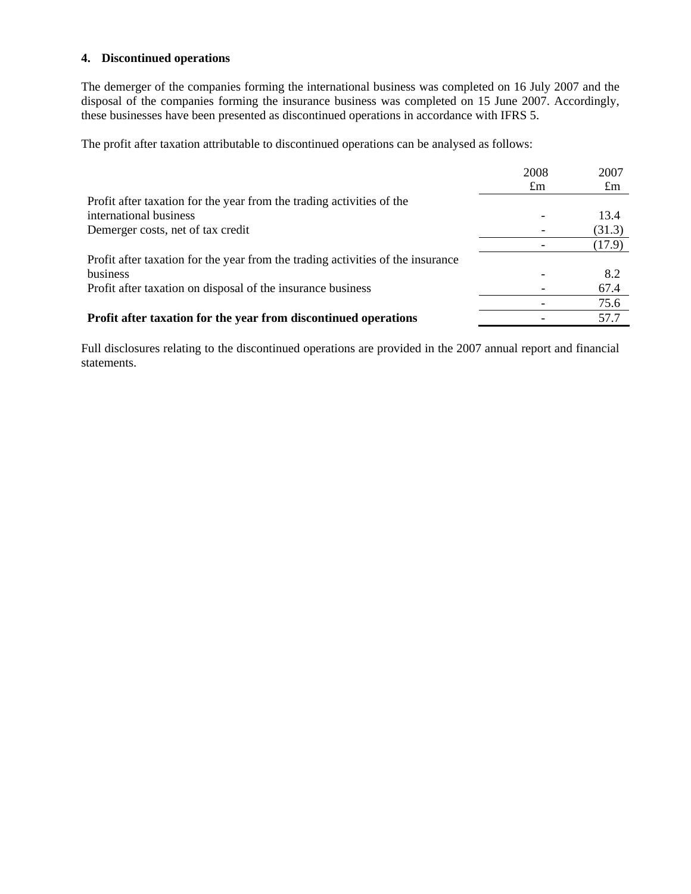### 4. Discontinued operations

The demerger of the companies forming the international business was completed on 16 July 2007 and the disposal of the companies forming the insurance business was completed on 15 June 2007. Accordingly, these businesses have been presented as discontinued operations in accordance with IFRS 5.

The profit after taxation attributable to discontinued operations can be analysed as follows:

| | 2008<br>£m | 2007<br>£m |
|---|---|---|
| Profit after taxation for the year from the trading activities of the international business | - | 13.4 |
| Demerger costs, net of tax credit | - | (31.3) |
| | - | (17.9) |
| Profit after taxation for the year from the trading activities of the insurance business | - | 8.2 |
| Profit after taxation on disposal of the insurance business | - | 67.4 |
| | - | 75.6 |
| **Profit after taxation for the year from discontinued operations** | - | 57.7 |

Full disclosures relating to the discontinued operations are provided in the 2007 annual report and financial statements.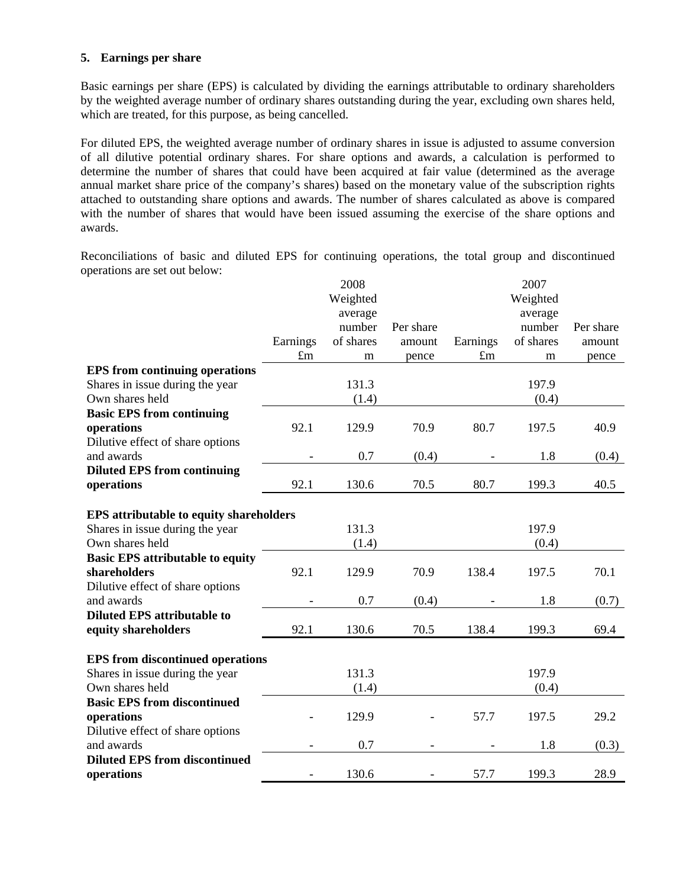### 5. Earnings per share

Basic earnings per share (EPS) is calculated by dividing the earnings attributable to ordinary shareholders by the weighted average number of ordinary shares outstanding during the year, excluding own shares held, which are treated, for this purpose, as being cancelled.

For diluted EPS, the weighted average number of ordinary shares in issue is adjusted to assume conversion of all dilutive potential ordinary shares. For share options and awards, a calculation is performed to determine the number of shares that could have been acquired at fair value (determined as the average annual market share price of the company's shares) based on the monetary value of the subscription rights attached to outstanding share options and awards. The number of shares calculated as above is compared with the number of shares that would have been issued assuming the exercise of the share options and awards.

Reconciliations of basic and diluted EPS for continuing operations, the total group and discontinued operations are set out below:

| | 2008 Earnings £m | 2008 Weighted average number of shares m | 2008 Per share amount pence | 2007 Earnings £m | 2007 Weighted average number of shares m | 2007 Per share amount pence |
|---|---|---|---|---|---|---|
| **EPS from continuing operations** | | | | | | |
| Shares in issue during the year | | 131.3 | | | 197.9 | |
| Own shares held | | (1.4) | | | (0.4) | |
| **Basic EPS from continuing operations** | 92.1 | 129.9 | 70.9 | 80.7 | 197.5 | 40.9 |
| Dilutive effect of share options and awards | - | 0.7 | (0.4) | - | 1.8 | (0.4) |
| **Diluted EPS from continuing operations** | 92.1 | 130.6 | 70.5 | 80.7 | 199.3 | 40.5 |
| **EPS attributable to equity shareholders** | | | | | | |
| Shares in issue during the year | | 131.3 | | | 197.9 | |
| Own shares held | | (1.4) | | | (0.4) | |
| **Basic EPS attributable to equity shareholders** | 92.1 | 129.9 | 70.9 | 138.4 | 197.5 | 70.1 |
| Dilutive effect of share options and awards | - | 0.7 | (0.4) | - | 1.8 | (0.7) |
| **Diluted EPS attributable to equity shareholders** | 92.1 | 130.6 | 70.5 | 138.4 | 199.3 | 69.4 |
| **EPS from discontinued operations** | | | | | | |
| Shares in issue during the year | | 131.3 | | | 197.9 | |
| Own shares held | | (1.4) | | | (0.4) | |
| **Basic EPS from discontinued operations** | - | 129.9 | - | 57.7 | 197.5 | 29.2 |
| Dilutive effect of share options and awards | - | 0.7 | - | - | 1.8 | (0.3) |
| **Diluted EPS from discontinued operations** | - | 130.6 | - | 57.7 | 199.3 | 28.9 |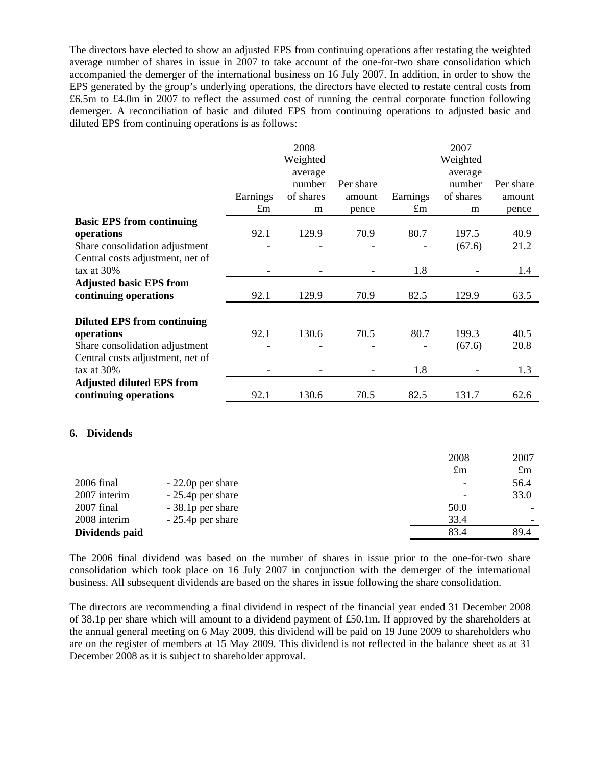The directors have elected to show an adjusted EPS from continuing operations after restating the weighted average number of shares in issue in 2007 to take account of the one-for-two share consolidation which accompanied the demerger of the international business on 16 July 2007. In addition, in order to show the EPS generated by the group's underlying operations, the directors have elected to restate central costs from £6.5m to £4.0m in 2007 to reflect the assumed cost of running the central corporate function following demerger. A reconciliation of basic and diluted EPS from continuing operations to adjusted basic and diluted EPS from continuing operations is as follows:

| | 2008 Earnings £m | 2008 Weighted average number of shares m | 2008 Per share amount pence | 2007 Earnings £m | 2007 Weighted average number of shares m | 2007 Per share amount pence |
|---|---|---|---|---|---|---|
| **Basic EPS from continuing operations** | 92.1 | 129.9 | 70.9 | 80.7 | 197.5 | 40.9 |
| Share consolidation adjustment | - | - | - | - | (67.6) | 21.2 |
| Central costs adjustment, net of tax at 30% | - | - | - | 1.8 | - | 1.4 |
| **Adjusted basic EPS from continuing operations** | 92.1 | 129.9 | 70.9 | 82.5 | 129.9 | 63.5 |
| | | | | | | |
| **Diluted EPS from continuing operations** | 92.1 | 130.6 | 70.5 | 80.7 | 199.3 | 40.5 |
| Share consolidation adjustment | - | - | - | - | (67.6) | 20.8 |
| Central costs adjustment, net of tax at 30% | - | - | - | 1.8 | - | 1.3 |
| **Adjusted diluted EPS from continuing operations** | 92.1 | 130.6 | 70.5 | 82.5 | 131.7 | 62.6 |

## 6. Dividends

| | | 2008 £m | 2007 £m |
|---|---|---|---|
| 2006 final | - 22.0p per share | - | 56.4 |
| 2007 interim | - 25.4p per share | - | 33.0 |
| 2007 final | - 38.1p per share | 50.0 | - |
| 2008 interim | - 25.4p per share | 33.4 | - |
| **Dividends paid** | | 83.4 | 89.4 |

The 2006 final dividend was based on the number of shares in issue prior to the one-for-two share consolidation which took place on 16 July 2007 in conjunction with the demerger of the international business. All subsequent dividends are based on the shares in issue following the share consolidation.

The directors are recommending a final dividend in respect of the financial year ended 31 December 2008 of 38.1p per share which will amount to a dividend payment of £50.1m. If approved by the shareholders at the annual general meeting on 6 May 2009, this dividend will be paid on 19 June 2009 to shareholders who are on the register of members at 15 May 2009. This dividend is not reflected in the balance sheet as at 31 December 2008 as it is subject to shareholder approval.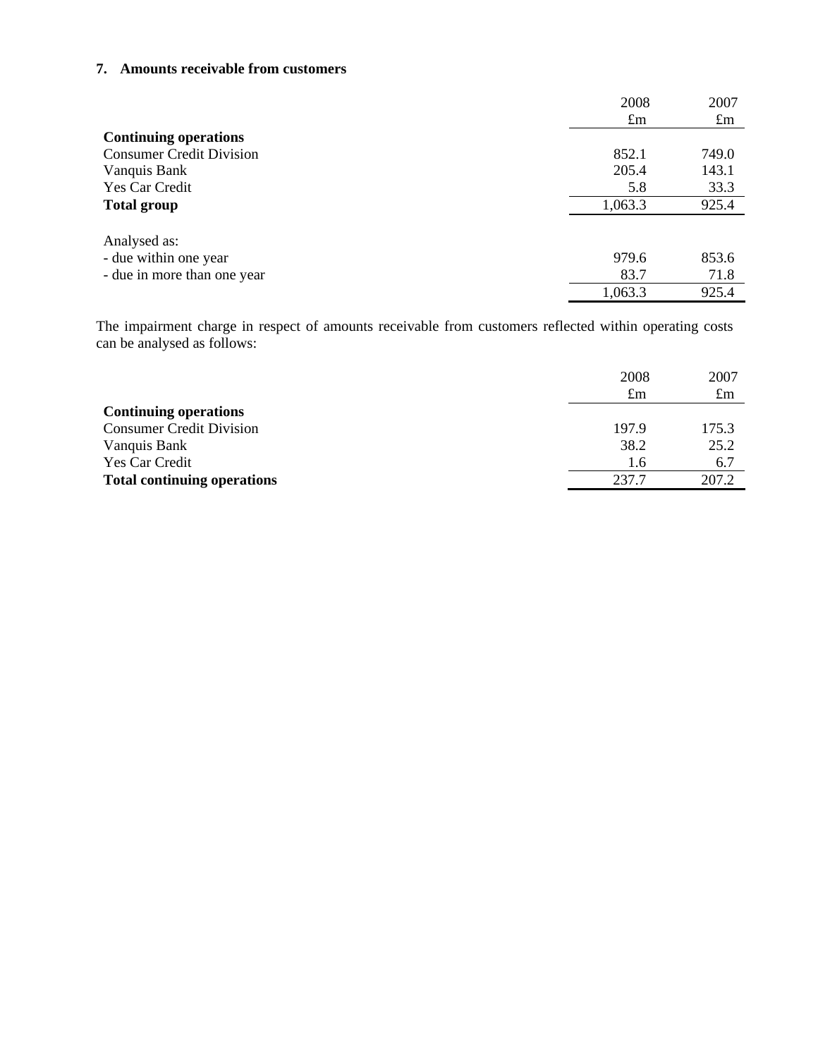### 7. Amounts receivable from customers

| | 2008 £m | 2007 £m |
|---|---|---|
| **Continuing operations** | | |
| Consumer Credit Division | 852.1 | 749.0 |
| Vanquis Bank | 205.4 | 143.1 |
| Yes Car Credit | 5.8 | 33.3 |
| **Total group** | 1,063.3 | 925.4 |
| | | |
| Analysed as: | | |
| - due within one year | 979.6 | 853.6 |
| - due in more than one year | 83.7 | 71.8 |
| | 1,063.3 | 925.4 |

The impairment charge in respect of amounts receivable from customers reflected within operating costs can be analysed as follows:

| | 2008 £m | 2007 £m |
|---|---|---|
| **Continuing operations** | | |
| Consumer Credit Division | 197.9 | 175.3 |
| Vanquis Bank | 38.2 | 25.2 |
| Yes Car Credit | 1.6 | 6.7 |
| **Total continuing operations** | 237.7 | 207.2 |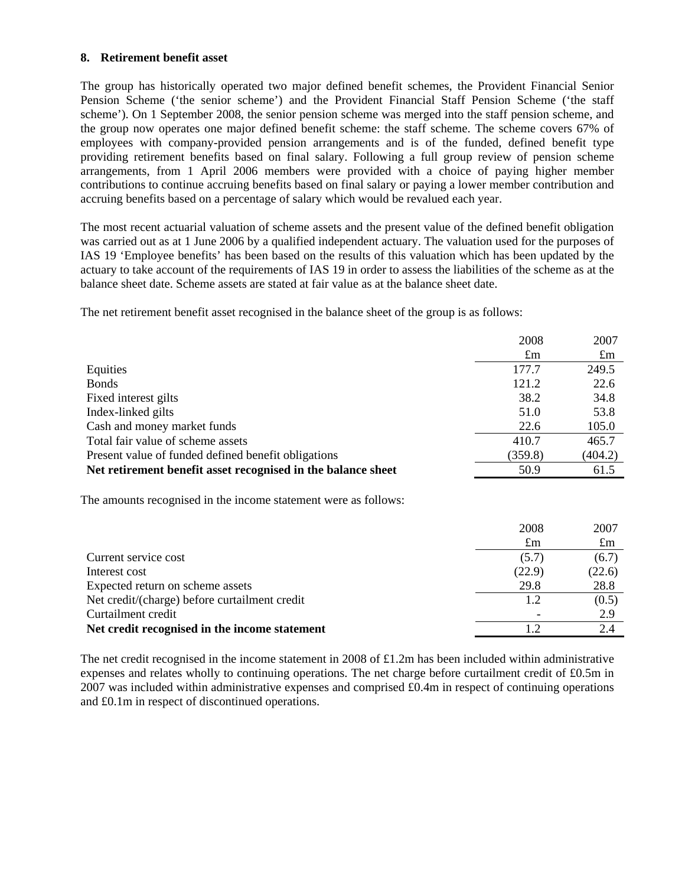### 8. Retirement benefit asset

The group has historically operated two major defined benefit schemes, the Provident Financial Senior Pension Scheme ('the senior scheme') and the Provident Financial Staff Pension Scheme ('the staff scheme'). On 1 September 2008, the senior pension scheme was merged into the staff pension scheme, and the group now operates one major defined benefit scheme: the staff scheme. The scheme covers 67% of employees with company-provided pension arrangements and is of the funded, defined benefit type providing retirement benefits based on final salary. Following a full group review of pension scheme arrangements, from 1 April 2006 members were provided with a choice of paying higher member contributions to continue accruing benefits based on final salary or paying a lower member contribution and accruing benefits based on a percentage of salary which would be revalued each year.

The most recent actuarial valuation of scheme assets and the present value of the defined benefit obligation was carried out as at 1 June 2006 by a qualified independent actuary. The valuation used for the purposes of IAS 19 'Employee benefits' has been based on the results of this valuation which has been updated by the actuary to take account of the requirements of IAS 19 in order to assess the liabilities of the scheme as at the balance sheet date. Scheme assets are stated at fair value as at the balance sheet date.

The net retirement benefit asset recognised in the balance sheet of the group is as follows:

| | 2008 £m | 2007 £m |
|---|---|---|
| Equities | 177.7 | 249.5 |
| Bonds | 121.2 | 22.6 |
| Fixed interest gilts | 38.2 | 34.8 |
| Index-linked gilts | 51.0 | 53.8 |
| Cash and money market funds | 22.6 | 105.0 |
| Total fair value of scheme assets | 410.7 | 465.7 |
| Present value of funded defined benefit obligations | (359.8) | (404.2) |
| **Net retirement benefit asset recognised in the balance sheet** | 50.9 | 61.5 |

The amounts recognised in the income statement were as follows:

| | 2008 £m | 2007 £m |
|---|---|---|
| Current service cost | (5.7) | (6.7) |
| Interest cost | (22.9) | (22.6) |
| Expected return on scheme assets | 29.8 | 28.8 |
| Net credit/(charge) before curtailment credit | 1.2 | (0.5) |
| Curtailment credit | - | 2.9 |
| **Net credit recognised in the income statement** | 1.2 | 2.4 |

The net credit recognised in the income statement in 2008 of £1.2m has been included within administrative expenses and relates wholly to continuing operations. The net charge before curtailment credit of £0.5m in 2007 was included within administrative expenses and comprised £0.4m in respect of continuing operations and £0.1m in respect of discontinued operations.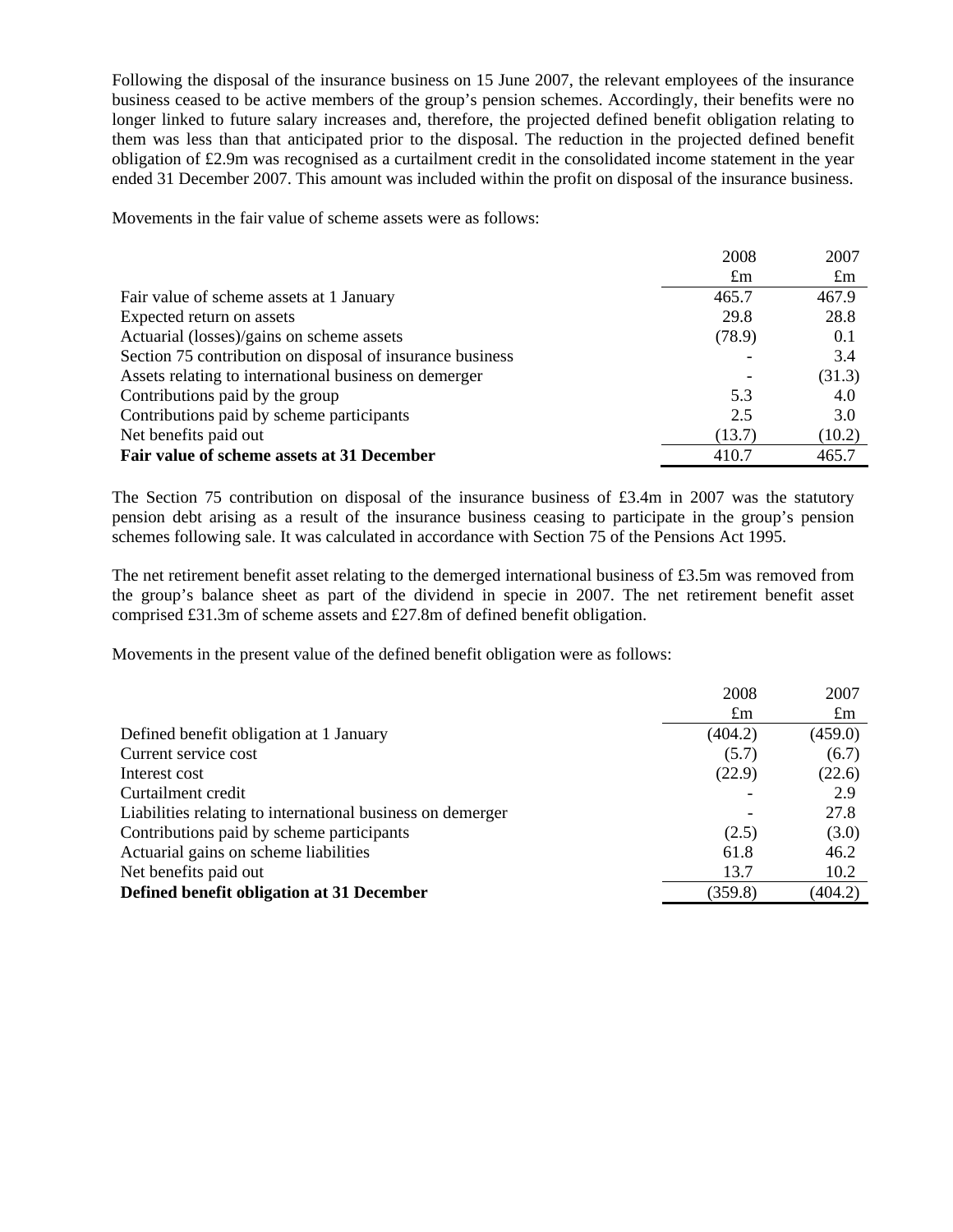Following the disposal of the insurance business on 15 June 2007, the relevant employees of the insurance business ceased to be active members of the group's pension schemes. Accordingly, their benefits were no longer linked to future salary increases and, therefore, the projected defined benefit obligation relating to them was less than that anticipated prior to the disposal. The reduction in the projected defined benefit obligation of £2.9m was recognised as a curtailment credit in the consolidated income statement in the year ended 31 December 2007. This amount was included within the profit on disposal of the insurance business.

Movements in the fair value of scheme assets were as follows:

| | 2008 | 2007 |
|---|---|---|
| | £m | £m |
| Fair value of scheme assets at 1 January | 465.7 | 467.9 |
| Expected return on assets | 29.8 | 28.8 |
| Actuarial (losses)/gains on scheme assets | (78.9) | 0.1 |
| Section 75 contribution on disposal of insurance business | - | 3.4 |
| Assets relating to international business on demerger | - | (31.3) |
| Contributions paid by the group | 5.3 | 4.0 |
| Contributions paid by scheme participants | 2.5 | 3.0 |
| Net benefits paid out | (13.7) | (10.2) |
| **Fair value of scheme assets at 31 December** | 410.7 | 465.7 |

The Section 75 contribution on disposal of the insurance business of £3.4m in 2007 was the statutory pension debt arising as a result of the insurance business ceasing to participate in the group's pension schemes following sale. It was calculated in accordance with Section 75 of the Pensions Act 1995.

The net retirement benefit asset relating to the demerged international business of £3.5m was removed from the group's balance sheet as part of the dividend in specie in 2007. The net retirement benefit asset comprised £31.3m of scheme assets and £27.8m of defined benefit obligation.

Movements in the present value of the defined benefit obligation were as follows:

| | 2008 | 2007 |
|---|---|---|
| | £m | £m |
| Defined benefit obligation at 1 January | (404.2) | (459.0) |
| Current service cost | (5.7) | (6.7) |
| Interest cost | (22.9) | (22.6) |
| Curtailment credit | - | 2.9 |
| Liabilities relating to international business on demerger | - | 27.8 |
| Contributions paid by scheme participants | (2.5) | (3.0) |
| Actuarial gains on scheme liabilities | 61.8 | 46.2 |
| Net benefits paid out | 13.7 | 10.2 |
| **Defined benefit obligation at 31 December** | (359.8) | (404.2) |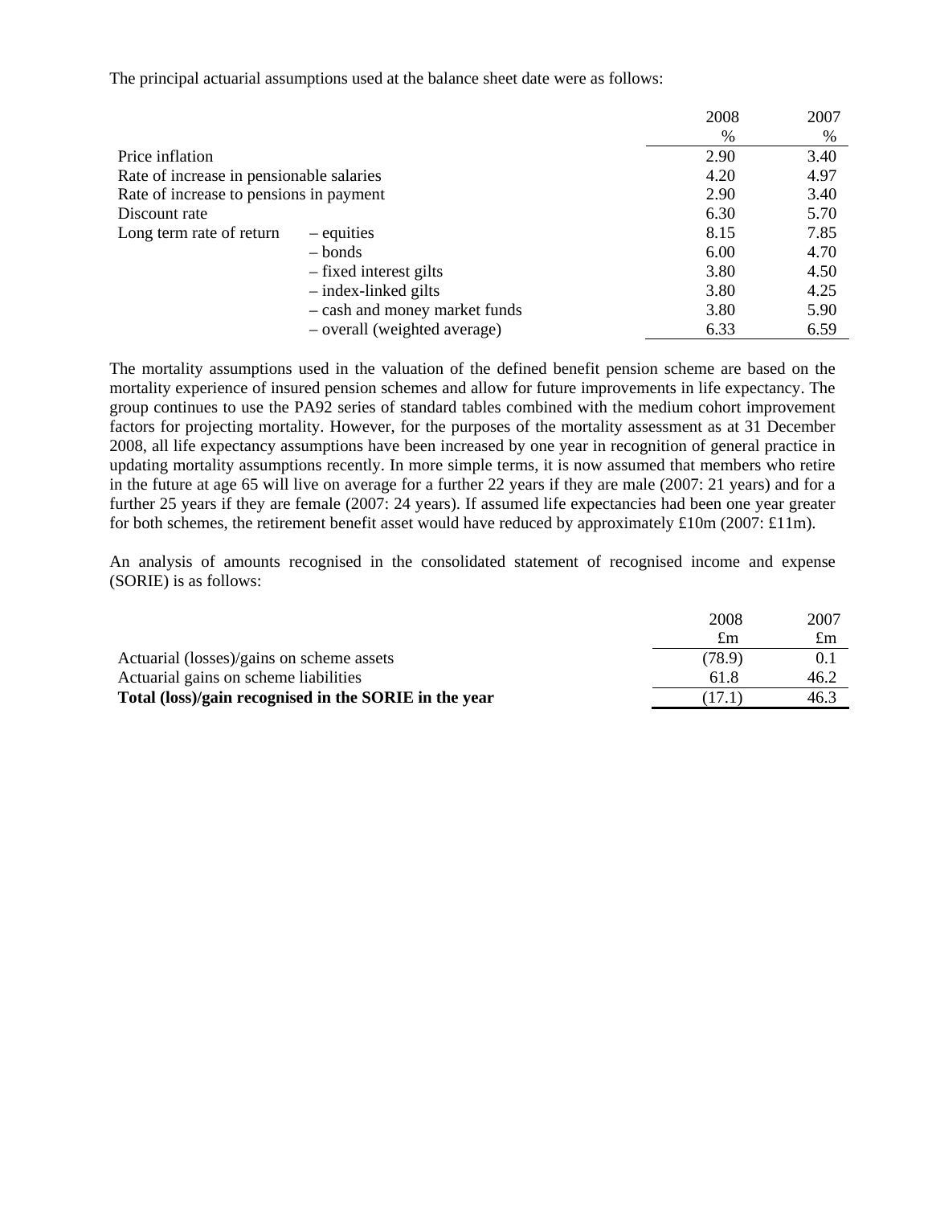The principal actuarial assumptions used at the balance sheet date were as follows:

| | | 2008 | 2007 |
|---|---|---|---|
| | | % | % |
| Price inflation | | 2.90 | 3.40 |
| Rate of increase in pensionable salaries | | 4.20 | 4.97 |
| Rate of increase to pensions in payment | | 2.90 | 3.40 |
| Discount rate | | 6.30 | 5.70 |
| Long term rate of return | – equities | 8.15 | 7.85 |
| | – bonds | 6.00 | 4.70 |
| | – fixed interest gilts | 3.80 | 4.50 |
| | – index-linked gilts | 3.80 | 4.25 |
| | – cash and money market funds | 3.80 | 5.90 |
| | – overall (weighted average) | 6.33 | 6.59 |

The mortality assumptions used in the valuation of the defined benefit pension scheme are based on the mortality experience of insured pension schemes and allow for future improvements in life expectancy. The group continues to use the PA92 series of standard tables combined with the medium cohort improvement factors for projecting mortality. However, for the purposes of the mortality assessment as at 31 December 2008, all life expectancy assumptions have been increased by one year in recognition of general practice in updating mortality assumptions recently. In more simple terms, it is now assumed that members who retire in the future at age 65 will live on average for a further 22 years if they are male (2007: 21 years) and for a further 25 years if they are female (2007: 24 years). If assumed life expectancies had been one year greater for both schemes, the retirement benefit asset would have reduced by approximately £10m (2007: £11m).

An analysis of amounts recognised in the consolidated statement of recognised income and expense (SORIE) is as follows:

| | 2008 | 2007 |
|---|---|---|
| | £m | £m |
| Actuarial (losses)/gains on scheme assets | (78.9) | 0.1 |
| Actuarial gains on scheme liabilities | 61.8 | 46.2 |
| **Total (loss)/gain recognised in the SORIE in the year** | (17.1) | 46.3 |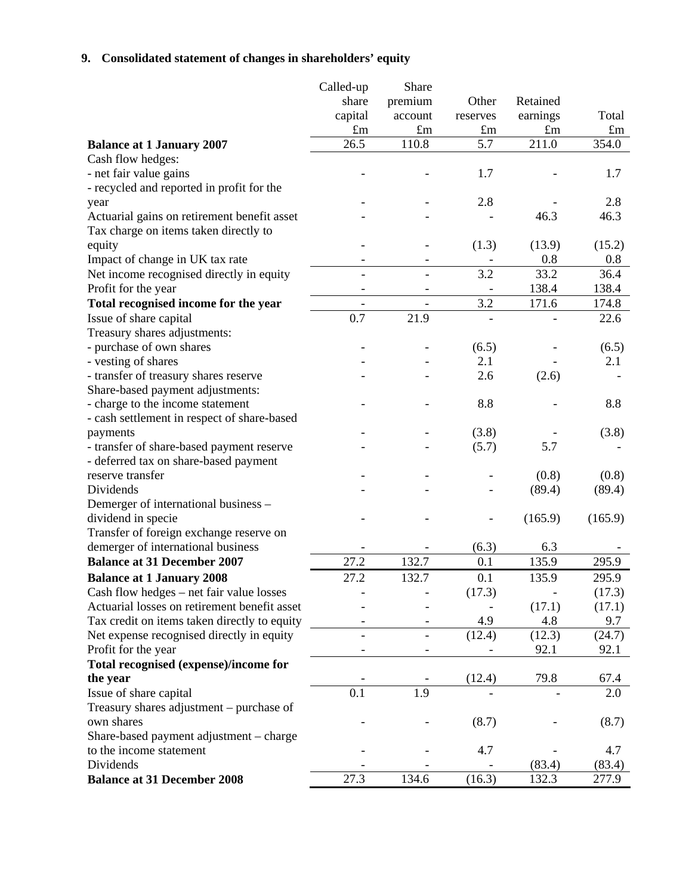## 9. Consolidated statement of changes in shareholders' equity

| | Called-up share capital £m | Share premium account £m | Other reserves £m | Retained earnings £m | Total £m |
|---|---|---|---|---|---|
| **Balance at 1 January 2007** | 26.5 | 110.8 | 5.7 | 211.0 | 354.0 |
| Cash flow hedges: | | | | | |
| - net fair value gains | - | - | 1.7 | - | 1.7 |
| - recycled and reported in profit for the year | - | - | 2.8 | - | 2.8 |
| Actuarial gains on retirement benefit asset | - | - | - | 46.3 | 46.3 |
| Tax charge on items taken directly to equity | - | - | (1.3) | (13.9) | (15.2) |
| Impact of change in UK tax rate | - | - | - | 0.8 | 0.8 |
| Net income recognised directly in equity | - | - | 3.2 | 33.2 | 36.4 |
| Profit for the year | - | - | - | 138.4 | 138.4 |
| **Total recognised income for the year** | - | - | 3.2 | 171.6 | 174.8 |
| Issue of share capital | 0.7 | 21.9 | - | - | 22.6 |
| Treasury shares adjustments: | | | | | |
| - purchase of own shares | - | - | (6.5) | - | (6.5) |
| - vesting of shares | - | - | 2.1 | - | 2.1 |
| - transfer of treasury shares reserve | - | - | 2.6 | (2.6) | - |
| Share-based payment adjustments: | | | | | |
| - charge to the income statement | - | - | 8.8 | - | 8.8 |
| - cash settlement in respect of share-based payments | - | - | (3.8) | - | (3.8) |
| - transfer of share-based payment reserve | - | - | (5.7) | 5.7 | - |
| - deferred tax on share-based payment reserve transfer | - | - | - | (0.8) | (0.8) |
| Dividends | - | - | - | (89.4) | (89.4) |
| Demerger of international business – dividend in specie | - | - | - | (165.9) | (165.9) |
| Transfer of foreign exchange reserve on demerger of international business | - | - | (6.3) | 6.3 | - |
| **Balance at 31 December 2007** | 27.2 | 132.7 | 0.1 | 135.9 | 295.9 |
| **Balance at 1 January 2008** | 27.2 | 132.7 | 0.1 | 135.9 | 295.9 |
| Cash flow hedges – net fair value losses | - | - | (17.3) | - | (17.3) |
| Actuarial losses on retirement benefit asset | - | - | - | (17.1) | (17.1) |
| Tax credit on items taken directly to equity | - | - | 4.9 | 4.8 | 9.7 |
| Net expense recognised directly in equity | - | - | (12.4) | (12.3) | (24.7) |
| Profit for the year | - | - | - | 92.1 | 92.1 |
| **Total recognised (expense)/income for the year** | - | - | (12.4) | 79.8 | 67.4 |
| Issue of share capital | 0.1 | 1.9 | - | - | 2.0 |
| Treasury shares adjustment – purchase of own shares | - | - | (8.7) | - | (8.7) |
| Share-based payment adjustment – charge to the income statement | - | - | 4.7 | - | 4.7 |
| Dividends | - | - | - | (83.4) | (83.4) |
| **Balance at 31 December 2008** | 27.3 | 134.6 | (16.3) | 132.3 | 277.9 |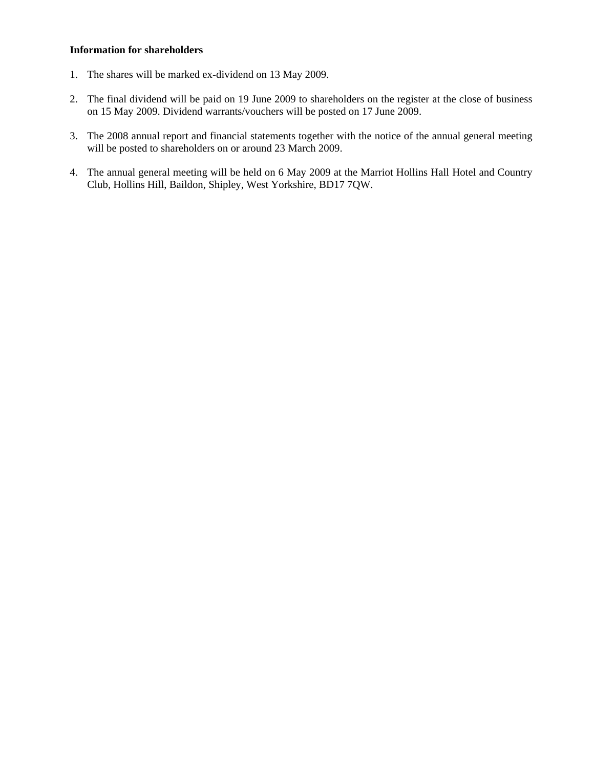**Information for shareholders**

1. The shares will be marked ex-dividend on 13 May 2009.

2. The final dividend will be paid on 19 June 2009 to shareholders on the register at the close of business on 15 May 2009. Dividend warrants/vouchers will be posted on 17 June 2009.

3. The 2008 annual report and financial statements together with the notice of the annual general meeting will be posted to shareholders on or around 23 March 2009.

4. The annual general meeting will be held on 6 May 2009 at the Marriot Hollins Hall Hotel and Country Club, Hollins Hill, Baildon, Shipley, West Yorkshire, BD17 7QW.